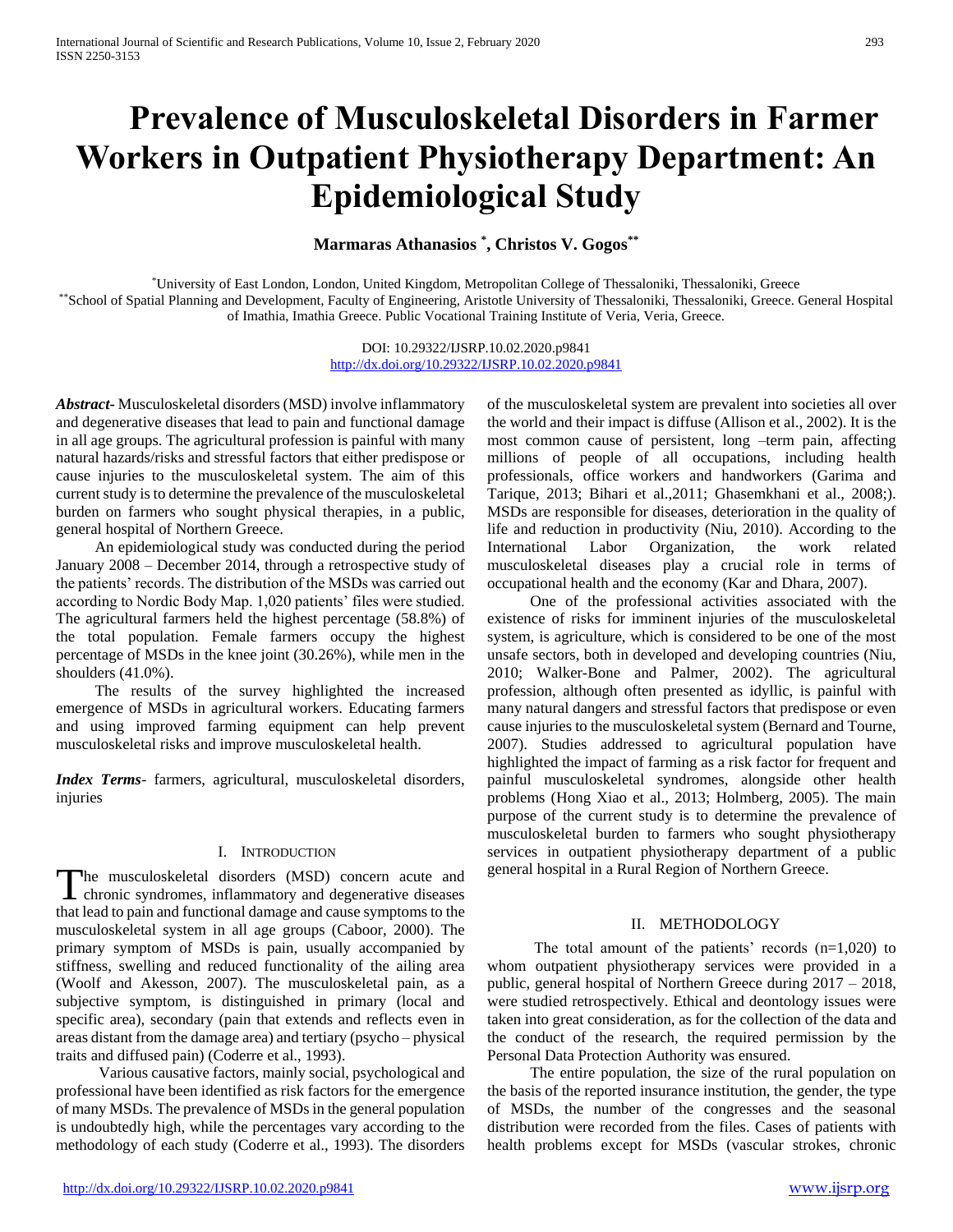# Prevalence of Musculoskeletal Disorders in Farmer Workers in Outpatient Physiotherapy Department: An Epidemiological Study

**Marmaras Athanasios [*], Christos V. Gogos [**]**

[*] University of East London, London, United Kingdom, Metropolitan College of Thessaloniki, Thessaloniki, Greece
[**] School of Spatial Planning and Development, Faculty of Engineering, Aristotle University of Thessaloniki, Thessaloniki, Greece. General Hospital of Imathia, Imathia Greece. Public Vocational Training Institute of Veria, Veria, Greece.

DOI: 10.29322/IJSRP.10.02.2020.p9841
http://dx.doi.org/10.29322/IJSRP.10.02.2020.p9841

***Abstract*-** Musculoskeletal disorders (MSD) involve inflammatory and degenerative diseases that lead to pain and functional damage in all age groups. The agricultural profession is painful with many natural hazards/risks and stressful factors that either predispose or cause injuries to the musculoskeletal system. The aim of this current study is to determine the prevalence of the musculoskeletal burden on farmers who sought physical therapies, in a public, general hospital of Northern Greece.

An epidemiological study was conducted during the period January 2008 – December 2014, through a retrospective study of the patients' records. The distribution of the MSDs was carried out according to Nordic Body Map. 1,020 patients' files were studied. The agricultural farmers held the highest percentage (58.8%) of the total population. Female farmers occupy the highest percentage of MSDs in the knee joint (30.26%), while men in the shoulders (41.0%).

The results of the survey highlighted the increased emergence of MSDs in agricultural workers. Educating farmers and using improved farming equipment can help prevent musculoskeletal risks and improve musculoskeletal health.

***Index Terms*-** farmers, agricultural, musculoskeletal disorders, injuries

## I. Introduction

The musculoskeletal disorders (MSD) concern acute and chronic syndromes, inflammatory and degenerative diseases that lead to pain and functional damage and cause symptoms to the musculoskeletal system in all age groups (Caboor, 2000). The primary symptom of MSDs is pain, usually accompanied by stiffness, swelling and reduced functionality of the ailing area (Woolf and Akesson, 2007). The musculoskeletal pain, as a subjective symptom, is distinguished in primary (local and specific area), secondary (pain that extends and reflects even in areas distant from the damage area) and tertiary (psycho – physical traits and diffused pain) (Coderre et al., 1993).

Various causative factors, mainly social, psychological and professional have been identified as risk factors for the emergence of many MSDs. The prevalence of MSDs in the general population is undoubtedly high, while the percentages vary according to the methodology of each study (Coderre et al., 1993). The disorders of the musculoskeletal system are prevalent into societies all over the world and their impact is diffuse (Allison et al., 2002). It is the most common cause of persistent, long –term pain, affecting millions of people of all occupations, including health professionals, office workers and handworkers (Garima and Tarique, 2013; Bihari et al.,2011; Ghasemkhani et al., 2008;). MSDs are responsible for diseases, deterioration in the quality of life and reduction in productivity (Niu, 2010). According to the International Labor Organization, the work related musculoskeletal diseases play a crucial role in terms of occupational health and the economy (Kar and Dhara, 2007).

One of the professional activities associated with the existence of risks for imminent injuries of the musculoskeletal system, is agriculture, which is considered to be one of the most unsafe sectors, both in developed and developing countries (Niu, 2010; Walker-Bone and Palmer, 2002). The agricultural profession, although often presented as idyllic, is painful with many natural dangers and stressful factors that predispose or even cause injuries to the musculoskeletal system (Bernard and Tourne, 2007). Studies addressed to agricultural population have highlighted the impact of farming as a risk factor for frequent and painful musculoskeletal syndromes, alongside other health problems (Hong Xiao et al., 2013; Holmberg, 2005). The main purpose of the current study is to determine the prevalence of musculoskeletal burden to farmers who sought physiotherapy services in outpatient physiotherapy department of a public general hospital in a Rural Region of Northern Greece.

## II. Methodology

The total amount of the patients' records (n=1,020) to whom outpatient physiotherapy services were provided in a public, general hospital of Northern Greece during 2017 – 2018, were studied retrospectively. Ethical and deontology issues were taken into great consideration, as for the collection of the data and the conduct of the research, the required permission by the Personal Data Protection Authority was ensured.

The entire population, the size of the rural population on the basis of the reported insurance institution, the gender, the type of MSDs, the number of the congresses and the seasonal distribution were recorded from the files. Cases of patients with health problems except for MSDs (vascular strokes, chronic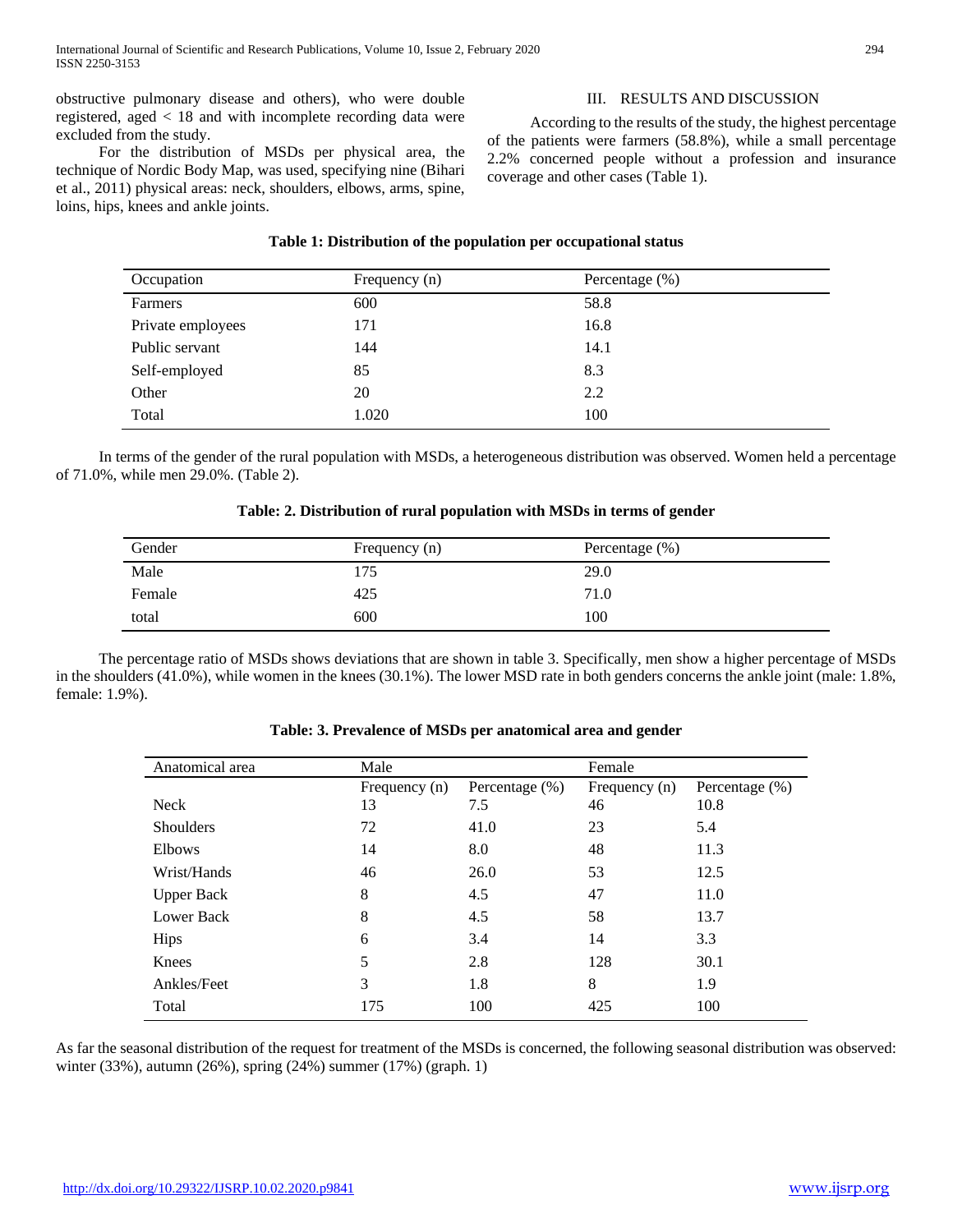obstructive pulmonary disease and others), who were double registered, aged < 18 and with incomplete recording data were excluded from the study.

For the distribution of MSDs per physical area, the technique of Nordic Body Map, was used, specifying nine (Bihari et al., 2011) physical areas: neck, shoulders, elbows, arms, spine, loins, hips, knees and ankle joints.

## III. RESULTS AND DISCUSSION

According to the results of the study, the highest percentage of the patients were farmers (58.8%), while a small percentage 2.2% concerned people without a profession and insurance coverage and other cases (Table 1).

**Table 1: Distribution of the population per occupational status**

| Occupation | Frequency (n) | Percentage (%) |
|---|---|---|
| Farmers | 600 | 58.8 |
| Private employees | 171 | 16.8 |
| Public servant | 144 | 14.1 |
| Self-employed | 85 | 8.3 |
| Other | 20 | 2.2 |
| Total | 1.020 | 100 |

In terms of the gender of the rural population with MSDs, a heterogeneous distribution was observed. Women held a percentage of 71.0%, while men 29.0%. (Table 2).

**Table: 2. Distribution of rural population with MSDs in terms of gender**

| Gender | Frequency (n) | Percentage (%) |
|---|---|---|
| Male | 175 | 29.0 |
| Female | 425 | 71.0 |
| total | 600 | 100 |

The percentage ratio of MSDs shows deviations that are shown in table 3. Specifically, men show a higher percentage of MSDs in the shoulders (41.0%), while women in the knees (30.1%). The lower MSD rate in both genders concerns the ankle joint (male: 1.8%, female: 1.9%).

**Table: 3. Prevalence of MSDs per anatomical area and gender**

| Anatomical area | Male | | Female | |
|---|---|---|---|---|
| | Frequency (n) | Percentage (%) | Frequency (n) | Percentage (%) |
| Neck | 13 | 7.5 | 46 | 10.8 |
| Shoulders | 72 | 41.0 | 23 | 5.4 |
| Elbows | 14 | 8.0 | 48 | 11.3 |
| Wrist/Hands | 46 | 26.0 | 53 | 12.5 |
| Upper Back | 8 | 4.5 | 47 | 11.0 |
| Lower Back | 8 | 4.5 | 58 | 13.7 |
| Hips | 6 | 3.4 | 14 | 3.3 |
| Knees | 5 | 2.8 | 128 | 30.1 |
| Ankles/Feet | 3 | 1.8 | 8 | 1.9 |
| Total | 175 | 100 | 425 | 100 |

As far the seasonal distribution of the request for treatment of the MSDs is concerned, the following seasonal distribution was observed: winter (33%), autumn (26%), spring (24%) summer (17%) (graph. 1)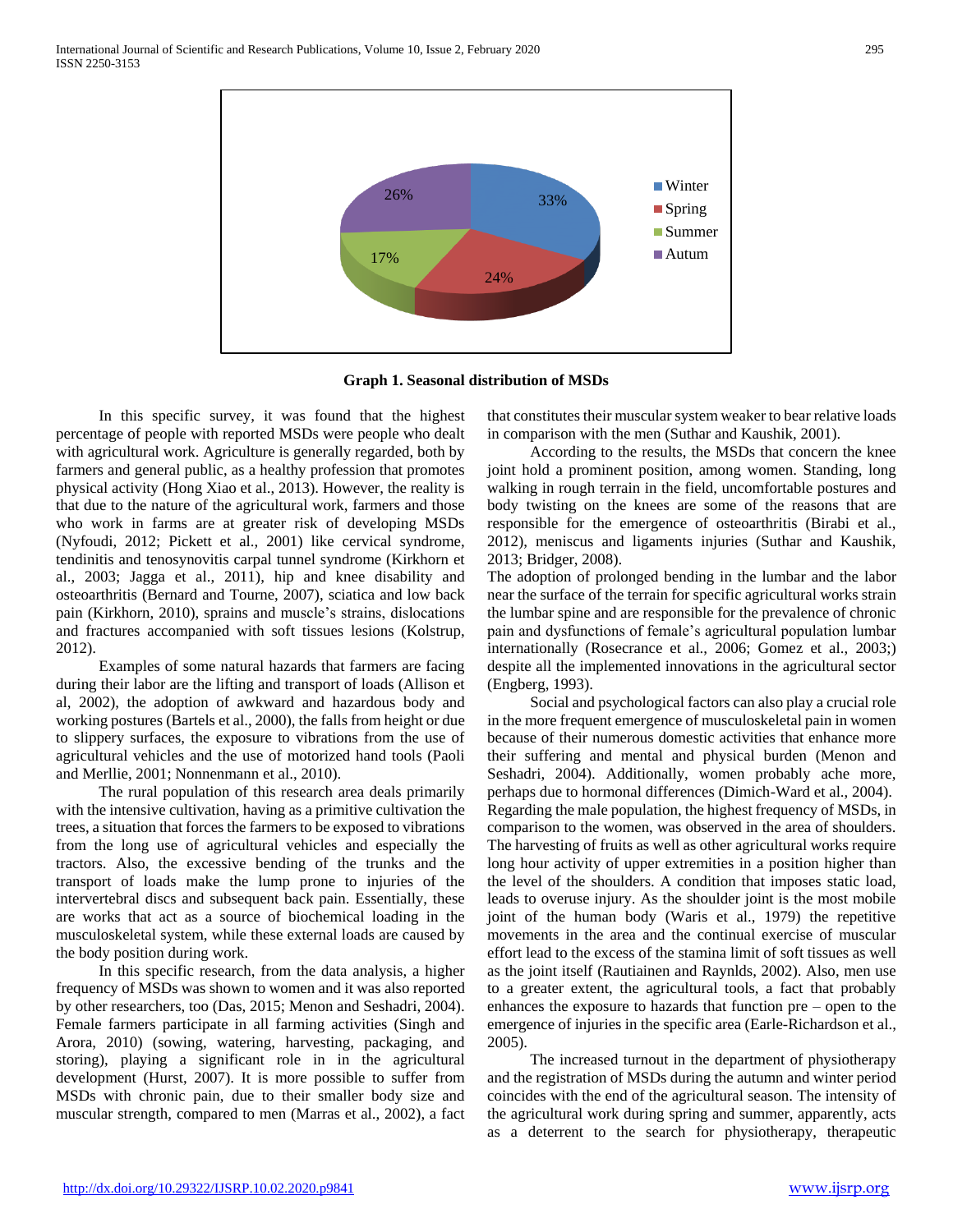**Graph 1. Seasonal distribution of MSDs**

In this specific survey, it was found that the highest percentage of people with reported MSDs were people who dealt with agricultural work. Agriculture is generally regarded, both by farmers and general public, as a healthy profession that promotes physical activity (Hong Xiao et al., 2013). However, the reality is that due to the nature of the agricultural work, farmers and those who work in farms are at greater risk of developing MSDs (Nyfoudi, 2012; Pickett et al., 2001) like cervical syndrome, tendinitis and tenosynovitis carpal tunnel syndrome (Kirkhorn et al., 2003; Jagga et al., 2011), hip and knee disability and osteoarthritis (Bernard and Tourne, 2007), sciatica and low back pain (Kirkhorn, 2010), sprains and muscle's strains, dislocations and fractures accompanied with soft tissues lesions (Kolstrup, 2012).

Examples of some natural hazards that farmers are facing during their labor are the lifting and transport of loads (Allison et al, 2002), the adoption of awkward and hazardous body and working postures (Bartels et al., 2000), the falls from height or due to slippery surfaces, the exposure to vibrations from the use of agricultural vehicles and the use of motorized hand tools (Paoli and Merllie, 2001; Nonnenmann et al., 2010).

The rural population of this research area deals primarily with the intensive cultivation, having as a primitive cultivation the trees, a situation that forces the farmers to be exposed to vibrations from the long use of agricultural vehicles and especially the tractors. Also, the excessive bending of the trunks and the transport of loads make the lump prone to injuries of the intervertebral discs and subsequent back pain. Essentially, these are works that act as a source of biochemical loading in the musculoskeletal system, while these external loads are caused by the body position during work.

In this specific research, from the data analysis, a higher frequency of MSDs was shown to women and it was also reported by other researchers, too (Das, 2015; Menon and Seshadri, 2004). Female farmers participate in all farming activities (Singh and Arora, 2010) (sowing, watering, harvesting, packaging, and storing), playing a significant role in in the agricultural development (Hurst, 2007). It is more possible to suffer from MSDs with chronic pain, due to their smaller body size and muscular strength, compared to men (Marras et al., 2002), a fact that constitutes their muscular system weaker to bear relative loads in comparison with the men (Suthar and Kaushik, 2001).

According to the results, the MSDs that concern the knee joint hold a prominent position, among women. Standing, long walking in rough terrain in the field, uncomfortable postures and body twisting on the knees are some of the reasons that are responsible for the emergence of osteoarthritis (Birabi et al., 2012), meniscus and ligaments injuries (Suthar and Kaushik, 2013; Bridger, 2008).

The adoption of prolonged bending in the lumbar and the labor near the surface of the terrain for specific agricultural works strain the lumbar spine and are responsible for the prevalence of chronic pain and dysfunctions of female's agricultural population lumbar internationally (Rosecrance et al., 2006; Gomez et al., 2003;) despite all the implemented innovations in the agricultural sector (Engberg, 1993).

Social and psychological factors can also play a crucial role in the more frequent emergence of musculoskeletal pain in women because of their numerous domestic activities that enhance more their suffering and mental and physical burden (Menon and Seshadri, 2004). Additionally, women probably ache more, perhaps due to hormonal differences (Dimich-Ward et al., 2004).

Regarding the male population, the highest frequency of MSDs, in comparison to the women, was observed in the area of shoulders. The harvesting of fruits as well as other agricultural works require long hour activity of upper extremities in a position higher than the level of the shoulders. A condition that imposes static load, leads to overuse injury. As the shoulder joint is the most mobile joint of the human body (Waris et al., 1979) the repetitive movements in the area and the continual exercise of muscular effort lead to the excess of the stamina limit of soft tissues as well as the joint itself (Rautiainen and Raynlds, 2002). Also, men use to a greater extent, the agricultural tools, a fact that probably enhances the exposure to hazards that function pre – open to the emergence of injuries in the specific area (Earle-Richardson et al., 2005).

The increased turnout in the department of physiotherapy and the registration of MSDs during the autumn and winter period coincides with the end of the agricultural season. The intensity of the agricultural work during spring and summer, apparently, acts as a deterrent to the search for physiotherapy, therapeutic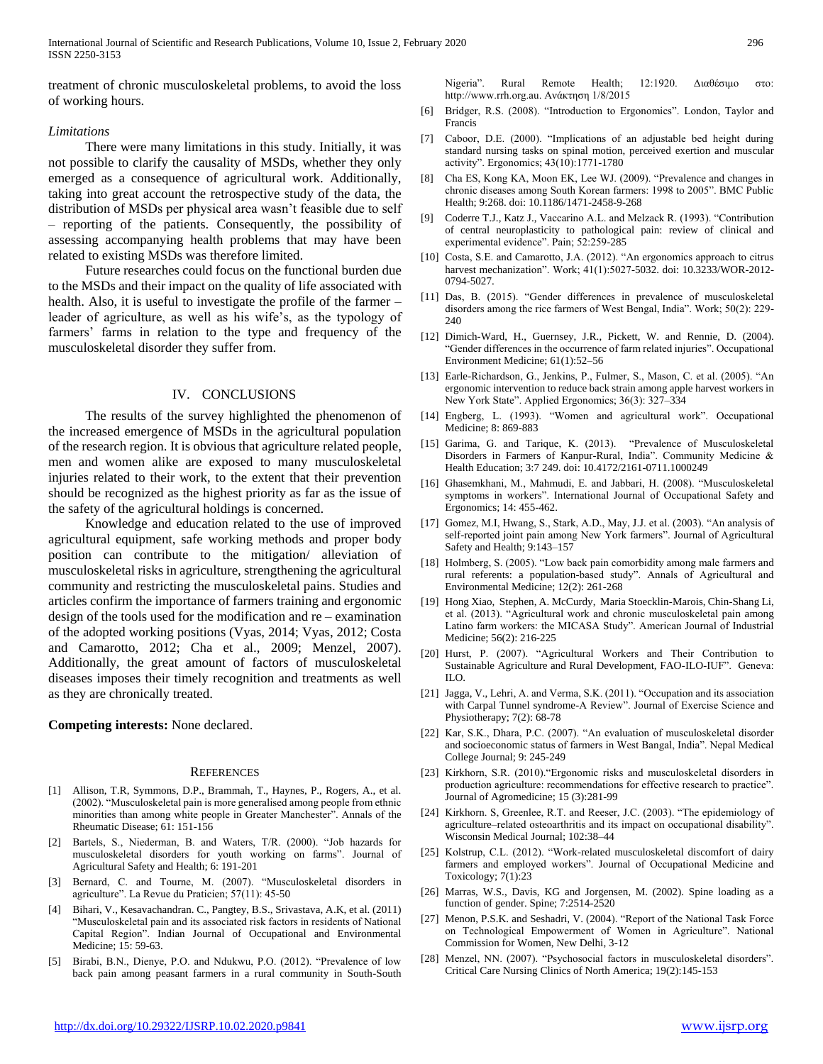treatment of chronic musculoskeletal problems, to avoid the loss of working hours.

*Limitations*

There were many limitations in this study. Initially, it was not possible to clarify the causality of MSDs, whether they only emerged as a consequence of agricultural work. Additionally, taking into great account the retrospective study of the data, the distribution of MSDs per physical area wasn't feasible due to self – reporting of the patients. Consequently, the possibility of assessing accompanying health problems that may have been related to existing MSDs was therefore limited.

Future researches could focus on the functional burden due to the MSDs and their impact on the quality of life associated with health. Also, it is useful to investigate the profile of the farmer – leader of agriculture, as well as his wife's, as the typology of farmers' farms in relation to the type and frequency of the musculoskeletal disorder they suffer from.

## IV. CONCLUSIONS

The results of the survey highlighted the phenomenon of the increased emergence of MSDs in the agricultural population of the research region. It is obvious that agriculture related people, men and women alike are exposed to many musculoskeletal injuries related to their work, to the extent that their prevention should be recognized as the highest priority as far as the issue of the safety of the agricultural holdings is concerned.

Knowledge and education related to the use of improved agricultural equipment, safe working methods and proper body position can contribute to the mitigation/ alleviation of musculoskeletal risks in agriculture, strengthening the agricultural community and restricting the musculoskeletal pains. Studies and articles confirm the importance of farmers training and ergonomic design of the tools used for the modification and re – examination of the adopted working positions (Vyas, 2014; Vyas, 2012; Costa and Camarotto, 2012; Cha et al., 2009; Menzel, 2007). Additionally, the great amount of factors of musculoskeletal diseases imposes their timely recognition and treatments as well as they are chronically treated.

**Competing interests:** None declared.

## REFERENCES

[1] Allison, T.R, Symmons, D.P., Brammah, T., Haynes, P., Rogers, A., et al. (2002). "Musculoskeletal pain is more generalised among people from ethnic minorities than among white people in Greater Manchester". Annals of the Rheumatic Disease; 61: 151-156

[2] Bartels, S., Niederman, B. and Waters, T/R. (2000). "Job hazards for musculoskeletal disorders for youth working on farms". Journal of Agricultural Safety and Health; 6: 191-201

[3] Bernard, C. and Tourne, M. (2007). "Musculoskeletal disorders in agriculture". La Revue du Praticien; 57(11): 45-50

[4] Bihari, V., Kesavachandran. C., Pangtey, B.S., Srivastava, A.K, et al. (2011) "Musculoskeletal pain and its associated risk factors in residents of National Capital Region". Indian Journal of Occupational and Environmental Medicine; 15: 59-63.

[5] Birabi, B.N., Dienye, P.O. and Ndukwu, P.O. (2012). "Prevalence of low back pain among peasant farmers in a rural community in South-South Nigeria". Rural Remote Health; 12:1920. Διαθέσιμο στο: http://www.rrh.org.au. Ανάκτηση 1/8/2015

[6] Bridger, R.S. (2008). "Introduction to Ergonomics". London, Taylor and Francis

[7] Caboor, D.E. (2000). "Implications of an adjustable bed height during standard nursing tasks on spinal motion, perceived exertion and muscular activity". Ergonomics; 43(10):1771-1780

[8] Cha ES, Kong KA, Moon EK, Lee WJ. (2009). "Prevalence and changes in chronic diseases among South Korean farmers: 1998 to 2005". BMC Public Health; 9:268. doi: 10.1186/1471-2458-9-268

[9] Coderre T.J., Katz J., Vaccarino A.L. and Melzack R. (1993). "Contribution of central neuroplasticity to pathological pain: review of clinical and experimental evidence". Pain; 52:259-285

[10] Costa, S.E. and Camarotto, J.A. (2012). "An ergonomics approach to citrus harvest mechanization". Work; 41(1):5027-5032. doi: 10.3233/WOR-2012-0794-5027.

[11] Das, B. (2015). "Gender differences in prevalence of musculoskeletal disorders among the rice farmers of West Bengal, India". Work; 50(2): 229-240

[12] Dimich-Ward, H., Guernsey, J.R., Pickett, W. and Rennie, D. (2004). "Gender differences in the occurrence of farm related injuries". Occupational Environment Medicine; 61(1):52–56

[13] Earle-Richardson, G., Jenkins, P., Fulmer, S., Mason, C. et al. (2005). "An ergonomic intervention to reduce back strain among apple harvest workers in New York State". Applied Ergonomics; 36(3): 327–334

[14] Engberg, L. (1993). "Women and agricultural work". Occupational Medicine; 8: 869-883

[15] Garima, G. and Tarique, K. (2013). "Prevalence of Musculoskeletal Disorders in Farmers of Kanpur-Rural, India". Community Medicine & Health Education; 3:7 249. doi: 10.4172/2161-0711.1000249

[16] Ghasemkhani, M., Mahmudi, E. and Jabbari, H. (2008). "Musculoskeletal symptoms in workers". International Journal of Occupational Safety and Ergonomics; 14: 455-462.

[17] Gomez, M.I, Hwang, S., Stark, A.D., May, J.J. et al. (2003). "An analysis of self-reported joint pain among New York farmers". Journal of Agricultural Safety and Health; 9:143–157

[18] Holmberg, S. (2005). "Low back pain comorbidity among male farmers and rural referents: a population-based study". Annals of Agricultural and Environmental Medicine; 12(2): 261-268

[19] Hong Xiao, Stephen, A. McCurdy, Maria Stoecklin-Marois, Chin-Shang Li, et al. (2013). "Agricultural work and chronic musculoskeletal pain among Latino farm workers: the MICASA Study". American Journal of Industrial Medicine; 56(2): 216-225

[20] Hurst, P. (2007). "Agricultural Workers and Their Contribution to Sustainable Agriculture and Rural Development, FAO-ILO-IUF". Geneva: ILO.

[21] Jagga, V., Lehri, A. and Verma, S.K. (2011). "Occupation and its association with Carpal Tunnel syndrome-A Review". Journal of Exercise Science and Physiotherapy; 7(2): 68-78

[22] Kar, S.K., Dhara, P.C. (2007). "An evaluation of musculoskeletal disorder and socioeconomic status of farmers in West Bangal, India". Nepal Medical College Journal; 9: 245-249

[23] Kirkhorn, S.R. (2010)."Ergonomic risks and musculoskeletal disorders in production agriculture: recommendations for effective research to practice". Journal of Agromedicine; 15 (3):281-99

[24] Kirkhorn. S, Greenlee, R.T. and Reeser, J.C. (2003). "The epidemiology of agriculture–related osteoarthritis and its impact on occupational disability". Wisconsin Medical Journal; 102:38–44

[25] Kolstrup, C.L. (2012). "Work-related musculoskeletal discomfort of dairy farmers and employed workers". Journal of Occupational Medicine and Toxicology; 7(1):23

[26] Marras, W.S., Davis, KG and Jorgensen, M. (2002). Spine loading as a function of gender. Spine; 7:2514-2520

[27] Menon, P.S.K. and Seshadri, V. (2004). "Report of the National Task Force on Technological Empowerment of Women in Agriculture". National Commission for Women, New Delhi, 3-12

[28] Menzel, NN. (2007). "Psychosocial factors in musculoskeletal disorders". Critical Care Nursing Clinics of North America; 19(2):145-153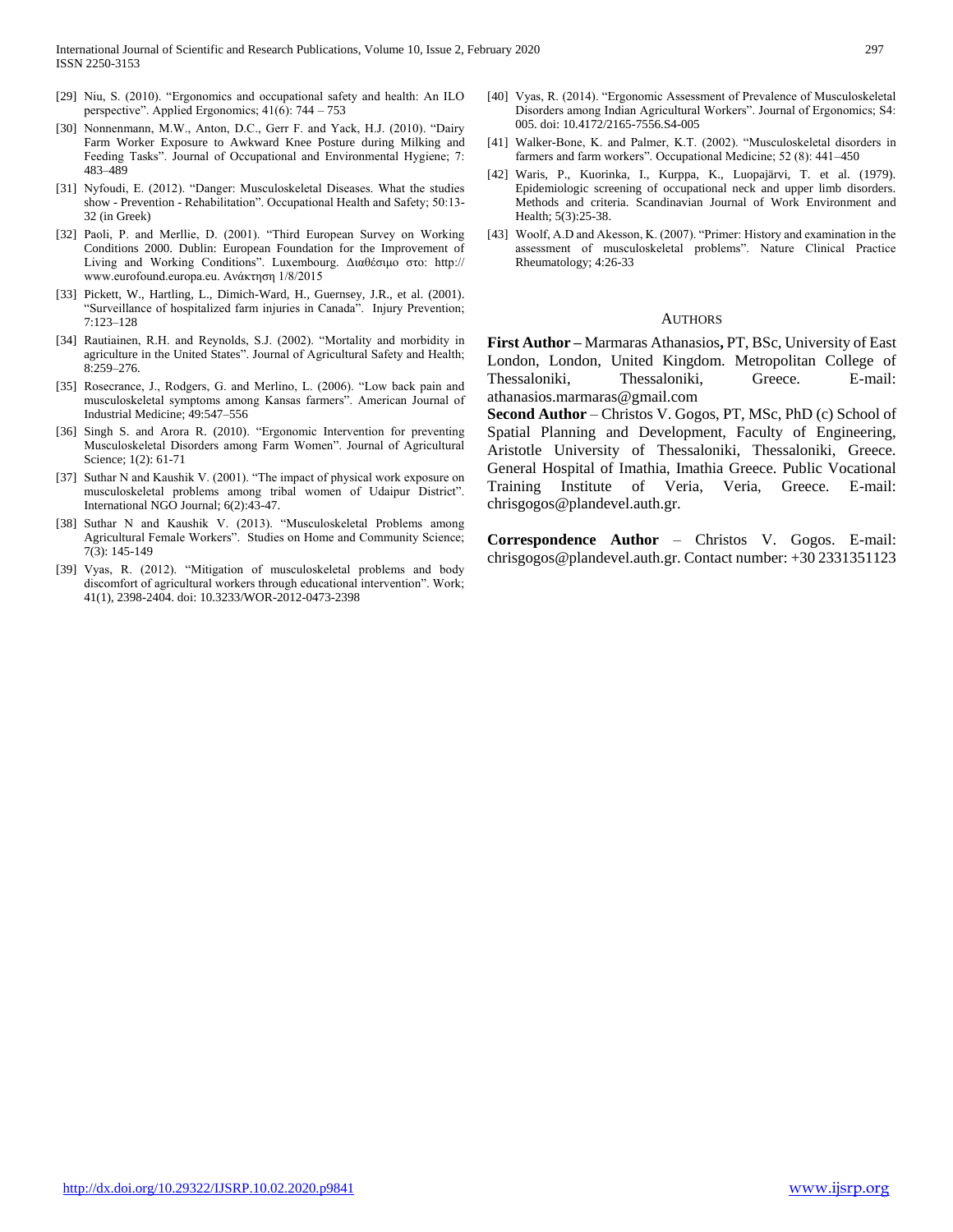[29] Niu, S. (2010). "Ergonomics and occupational safety and health: An ILO perspective". Applied Ergonomics; 41(6): 744 – 753

[30] Nonnenmann, M.W., Anton, D.C., Gerr F. and Yack, H.J. (2010). "Dairy Farm Worker Exposure to Awkward Knee Posture during Milking and Feeding Tasks". Journal of Occupational and Environmental Hygiene; 7: 483–489

[31] Nyfoudi, E. (2012). "Danger: Musculoskeletal Diseases. What the studies show - Prevention - Rehabilitation". Occupational Health and Safety; 50:13-32 (in Greek)

[32] Paoli, P. and Merllie, D. (2001). "Third European Survey on Working Conditions 2000. Dublin: European Foundation for the Improvement of Living and Working Conditions". Luxembourg. Διαθέσιμο στο: http:// www.eurofound.europa.eu. Ανάκτηση 1/8/2015

[33] Pickett, W., Hartling, L., Dimich-Ward, H., Guernsey, J.R., et al. (2001). "Surveillance of hospitalized farm injuries in Canada". Injury Prevention; 7:123–128

[34] Rautiainen, R.H. and Reynolds, S.J. (2002). "Mortality and morbidity in agriculture in the United States". Journal of Agricultural Safety and Health; 8:259–276.

[35] Rosecrance, J., Rodgers, G. and Merlino, L. (2006). "Low back pain and musculoskeletal symptoms among Kansas farmers". American Journal of Industrial Medicine; 49:547–556

[36] Singh S. and Arora R. (2010). "Ergonomic Intervention for preventing Musculoskeletal Disorders among Farm Women". Journal of Agricultural Science; 1(2): 61-71

[37] Suthar N and Kaushik V. (2001). "The impact of physical work exposure on musculoskeletal problems among tribal women of Udaipur District". International NGO Journal; 6(2):43-47.

[38] Suthar N and Kaushik V. (2013). "Musculoskeletal Problems among Agricultural Female Workers". Studies on Home and Community Science; 7(3): 145-149

[39] Vyas, R. (2012). "Mitigation of musculoskeletal problems and body discomfort of agricultural workers through educational intervention". Work; 41(1), 2398-2404. doi: 10.3233/WOR-2012-0473-2398

[40] Vyas, R. (2014). "Ergonomic Assessment of Prevalence of Musculoskeletal Disorders among Indian Agricultural Workers". Journal of Ergonomics; S4: 005. doi: 10.4172/2165-7556.S4-005

[41] Walker-Bone, K. and Palmer, K.T. (2002). "Musculoskeletal disorders in farmers and farm workers". Occupational Medicine; 52 (8): 441–450

[42] Waris, P., Kuorinka, I., Kurppa, K., Luopajärvi, T. et al. (1979). Epidemiologic screening of occupational neck and upper limb disorders. Methods and criteria. Scandinavian Journal of Work Environment and Health; 5(3):25-38.

[43] Woolf, A.D and Akesson, K. (2007). "Primer: History and examination in the assessment of musculoskeletal problems". Nature Clinical Practice Rheumatology; 4:26-33

## AUTHORS

**First Author –** Marmaras Athanasios**,** PT, BSc, University of East London, London, United Kingdom. Metropolitan College of Thessaloniki, Thessaloniki, Greece. E-mail: athanasios.marmaras@gmail.com

**Second Author** – Christos V. Gogos, PT, MSc, PhD (c) School of Spatial Planning and Development, Faculty of Engineering, Aristotle University of Thessaloniki, Thessaloniki, Greece. General Hospital of Imathia, Imathia Greece. Public Vocational Training Institute of Veria, Veria, Greece. E-mail: chrisgogos@plandevel.auth.gr.

**Correspondence Author** – Christos V. Gogos. E-mail: chrisgogos@plandevel.auth.gr. Contact number: +30 2331351123